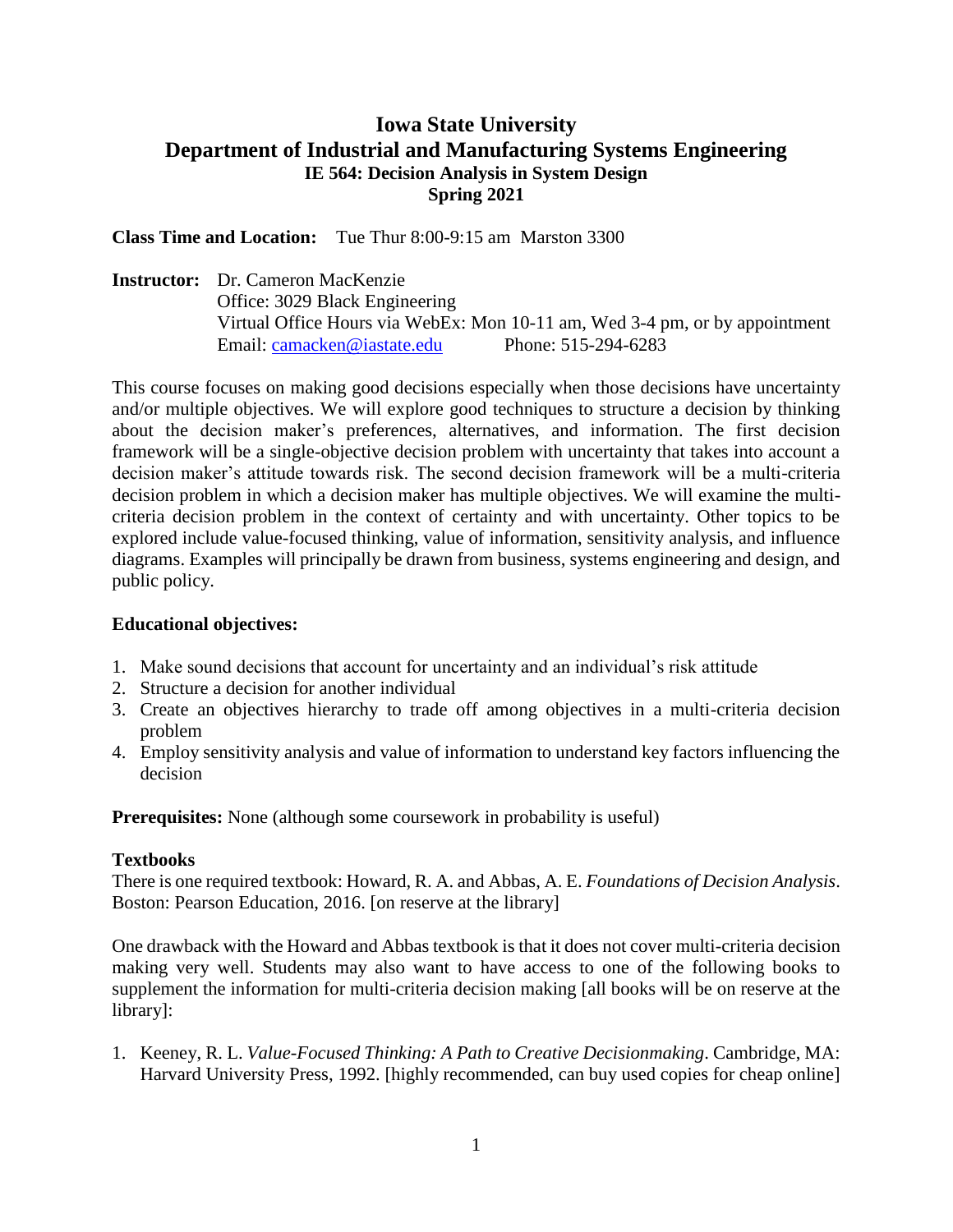# Iowa State University
# Department of Industrial and Manufacturing Systems Engineering
## IE 564: Decision Analysis in System Design
## Spring 2021

**Class Time and Location:** Tue Thur 8:00-9:15 am Marston 3300

**Instructor:** Dr. Cameron MacKenzie
Office: 3029 Black Engineering
Virtual Office Hours via WebEx: Mon 10-11 am, Wed 3-4 pm, or by appointment
Email: camacken@iastate.edu Phone: 515-294-6283

This course focuses on making good decisions especially when those decisions have uncertainty and/or multiple objectives. We will explore good techniques to structure a decision by thinking about the decision maker's preferences, alternatives, and information. The first decision framework will be a single-objective decision problem with uncertainty that takes into account a decision maker's attitude towards risk. The second decision framework will be a multi-criteria decision problem in which a decision maker has multiple objectives. We will examine the multi-criteria decision problem in the context of certainty and with uncertainty. Other topics to be explored include value-focused thinking, value of information, sensitivity analysis, and influence diagrams. Examples will principally be drawn from business, systems engineering and design, and public policy.

**Educational objectives:**

1. Make sound decisions that account for uncertainty and an individual's risk attitude
2. Structure a decision for another individual
3. Create an objectives hierarchy to trade off among objectives in a multi-criteria decision problem
4. Employ sensitivity analysis and value of information to understand key factors influencing the decision

**Prerequisites:** None (although some coursework in probability is useful)

**Textbooks**

There is one required textbook: Howard, R. A. and Abbas, A. E. *Foundations of Decision Analysis*. Boston: Pearson Education, 2016. [on reserve at the library]

One drawback with the Howard and Abbas textbook is that it does not cover multi-criteria decision making very well. Students may also want to have access to one of the following books to supplement the information for multi-criteria decision making [all books will be on reserve at the library]:

1. Keeney, R. L. *Value-Focused Thinking: A Path to Creative Decisionmaking*. Cambridge, MA: Harvard University Press, 1992. [highly recommended, can buy used copies for cheap online]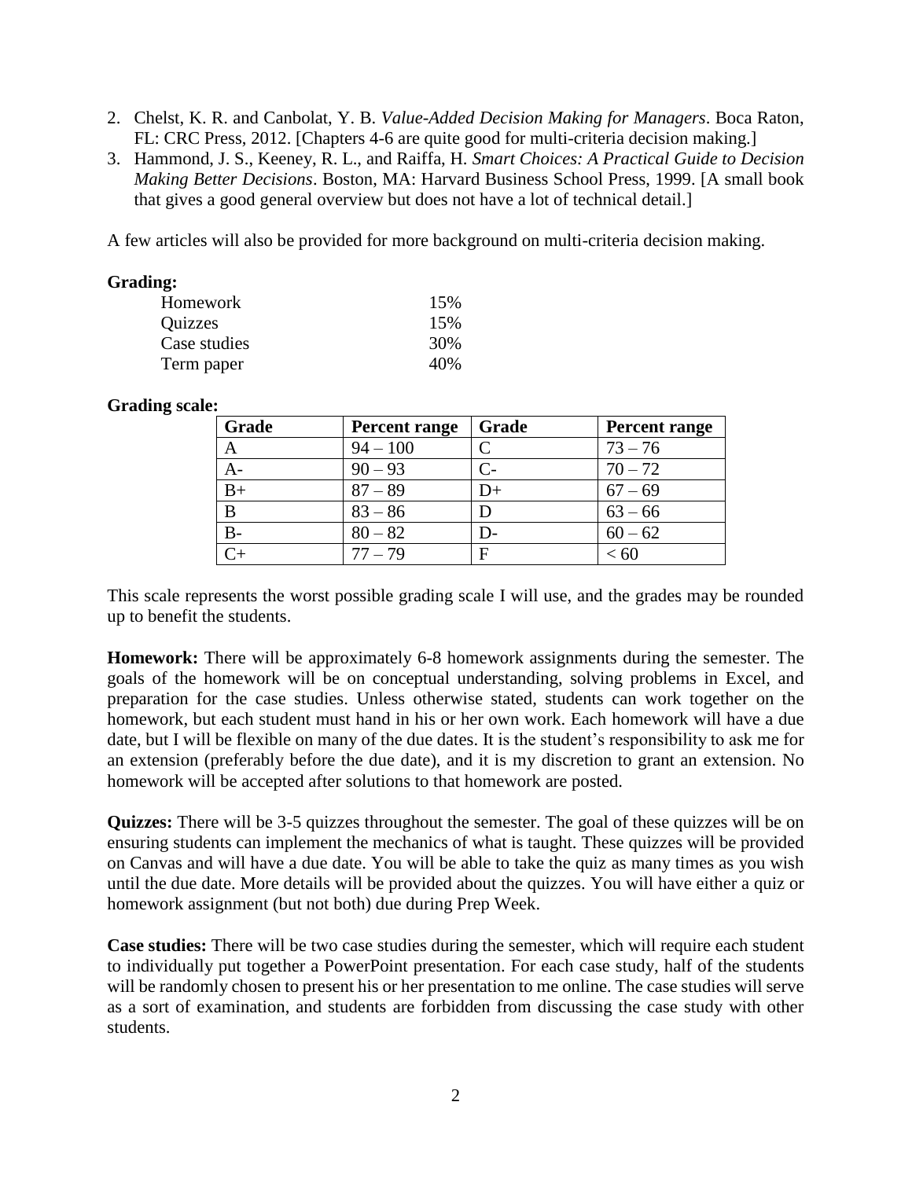2. Chelst, K. R. and Canbolat, Y. B. *Value-Added Decision Making for Managers*. Boca Raton, FL: CRC Press, 2012. [Chapters 4-6 are quite good for multi-criteria decision making.]
3. Hammond, J. S., Keeney, R. L., and Raiffa, H. *Smart Choices: A Practical Guide to Decision Making Better Decisions*. Boston, MA: Harvard Business School Press, 1999. [A small book that gives a good general overview but does not have a lot of technical detail.]

A few articles will also be provided for more background on multi-criteria decision making.

**Grading:**

| | |
|---|---|
| Homework | 15% |
| Quizzes | 15% |
| Case studies | 30% |
| Term paper | 40% |

**Grading scale:**

| Grade | Percent range | Grade | Percent range |
|---|---|---|---|
| A | 94 – 100 | C | 73 – 76 |
| A- | 90 – 93 | C- | 70 – 72 |
| B+ | 87 – 89 | D+ | 67 – 69 |
| B | 83 – 86 | D | 63 – 66 |
| B- | 80 – 82 | D- | 60 – 62 |
| C+ | 77 – 79 | F | < 60 |

This scale represents the worst possible grading scale I will use, and the grades may be rounded up to benefit the students.

**Homework:** There will be approximately 6-8 homework assignments during the semester. The goals of the homework will be on conceptual understanding, solving problems in Excel, and preparation for the case studies. Unless otherwise stated, students can work together on the homework, but each student must hand in his or her own work. Each homework will have a due date, but I will be flexible on many of the due dates. It is the student's responsibility to ask me for an extension (preferably before the due date), and it is my discretion to grant an extension. No homework will be accepted after solutions to that homework are posted.

**Quizzes:** There will be 3-5 quizzes throughout the semester. The goal of these quizzes will be on ensuring students can implement the mechanics of what is taught. These quizzes will be provided on Canvas and will have a due date. You will be able to take the quiz as many times as you wish until the due date. More details will be provided about the quizzes. You will have either a quiz or homework assignment (but not both) due during Prep Week.

**Case studies:** There will be two case studies during the semester, which will require each student to individually put together a PowerPoint presentation. For each case study, half of the students will be randomly chosen to present his or her presentation to me online. The case studies will serve as a sort of examination, and students are forbidden from discussing the case study with other students.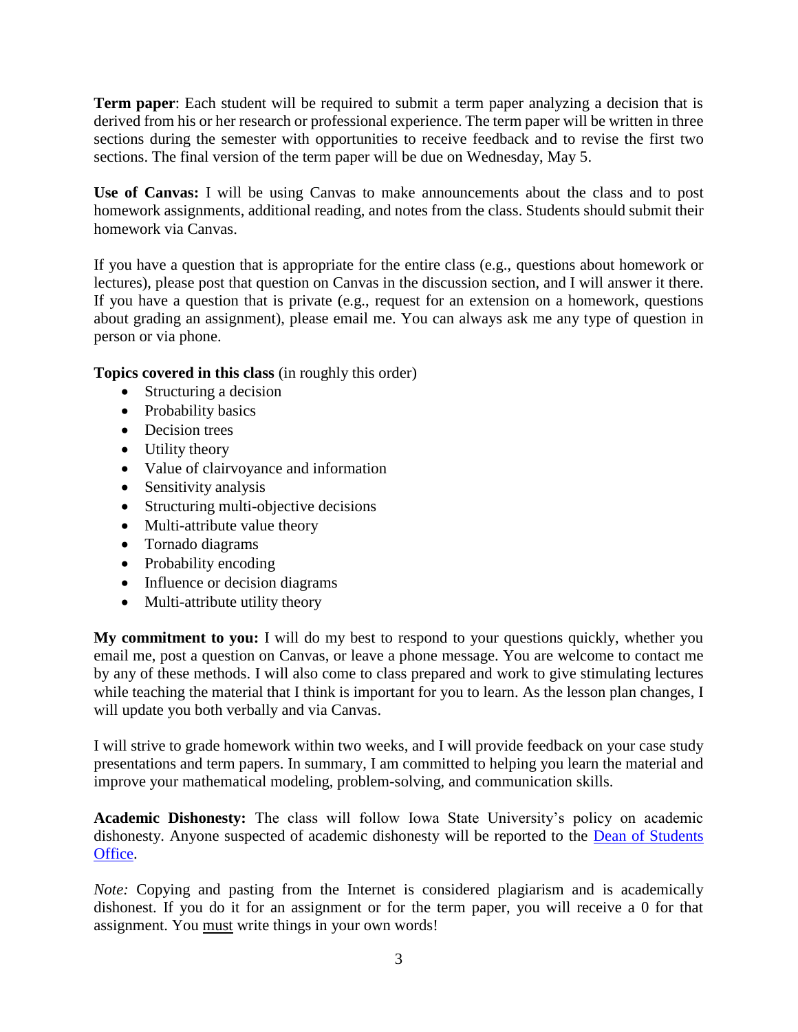**Term paper**: Each student will be required to submit a term paper analyzing a decision that is derived from his or her research or professional experience. The term paper will be written in three sections during the semester with opportunities to receive feedback and to revise the first two sections. The final version of the term paper will be due on Wednesday, May 5.

**Use of Canvas:** I will be using Canvas to make announcements about the class and to post homework assignments, additional reading, and notes from the class. Students should submit their homework via Canvas.

If you have a question that is appropriate for the entire class (e.g., questions about homework or lectures), please post that question on Canvas in the discussion section, and I will answer it there. If you have a question that is private (e.g., request for an extension on a homework, questions about grading an assignment), please email me. You can always ask me any type of question in person or via phone.

**Topics covered in this class** (in roughly this order)

- Structuring a decision
- Probability basics
- Decision trees
- Utility theory
- Value of clairvoyance and information
- Sensitivity analysis
- Structuring multi-objective decisions
- Multi-attribute value theory
- Tornado diagrams
- Probability encoding
- Influence or decision diagrams
- Multi-attribute utility theory

**My commitment to you:** I will do my best to respond to your questions quickly, whether you email me, post a question on Canvas, or leave a phone message. You are welcome to contact me by any of these methods. I will also come to class prepared and work to give stimulating lectures while teaching the material that I think is important for you to learn. As the lesson plan changes, I will update you both verbally and via Canvas.

I will strive to grade homework within two weeks, and I will provide feedback on your case study presentations and term papers. In summary, I am committed to helping you learn the material and improve your mathematical modeling, problem-solving, and communication skills.

**Academic Dishonesty:** The class will follow Iowa State University's policy on academic dishonesty. Anyone suspected of academic dishonesty will be reported to the Dean of Students Office.

*Note:* Copying and pasting from the Internet is considered plagiarism and is academically dishonest. If you do it for an assignment or for the term paper, you will receive a 0 for that assignment. You <u>must</u> write things in your own words!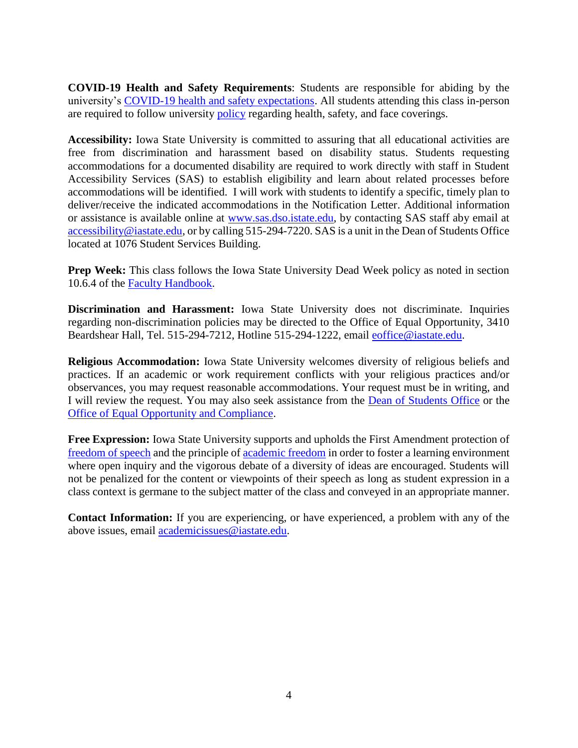**COVID-19 Health and Safety Requirements**: Students are responsible for abiding by the university's COVID-19 health and safety expectations. All students attending this class in-person are required to follow university policy regarding health, safety, and face coverings.

**Accessibility:** Iowa State University is committed to assuring that all educational activities are free from discrimination and harassment based on disability status. Students requesting accommodations for a documented disability are required to work directly with staff in Student Accessibility Services (SAS) to establish eligibility and learn about related processes before accommodations will be identified. I will work with students to identify a specific, timely plan to deliver/receive the indicated accommodations in the Notification Letter. Additional information or assistance is available online at www.sas.dso.istate.edu, by contacting SAS staff aby email at accessibility@iastate.edu, or by calling 515-294-7220. SAS is a unit in the Dean of Students Office located at 1076 Student Services Building.

**Prep Week:** This class follows the Iowa State University Dead Week policy as noted in section 10.6.4 of the Faculty Handbook.

**Discrimination and Harassment:** Iowa State University does not discriminate. Inquiries regarding non-discrimination policies may be directed to the Office of Equal Opportunity, 3410 Beardshear Hall, Tel. 515-294-7212, Hotline 515-294-1222, email eoffice@iastate.edu.

**Religious Accommodation:** Iowa State University welcomes diversity of religious beliefs and practices. If an academic or work requirement conflicts with your religious practices and/or observances, you may request reasonable accommodations. Your request must be in writing, and I will review the request. You may also seek assistance from the Dean of Students Office or the Office of Equal Opportunity and Compliance.

**Free Expression:** Iowa State University supports and upholds the First Amendment protection of freedom of speech and the principle of academic freedom in order to foster a learning environment where open inquiry and the vigorous debate of a diversity of ideas are encouraged. Students will not be penalized for the content or viewpoints of their speech as long as student expression in a class context is germane to the subject matter of the class and conveyed in an appropriate manner.

**Contact Information:** If you are experiencing, or have experienced, a problem with any of the above issues, email academicissues@iastate.edu.